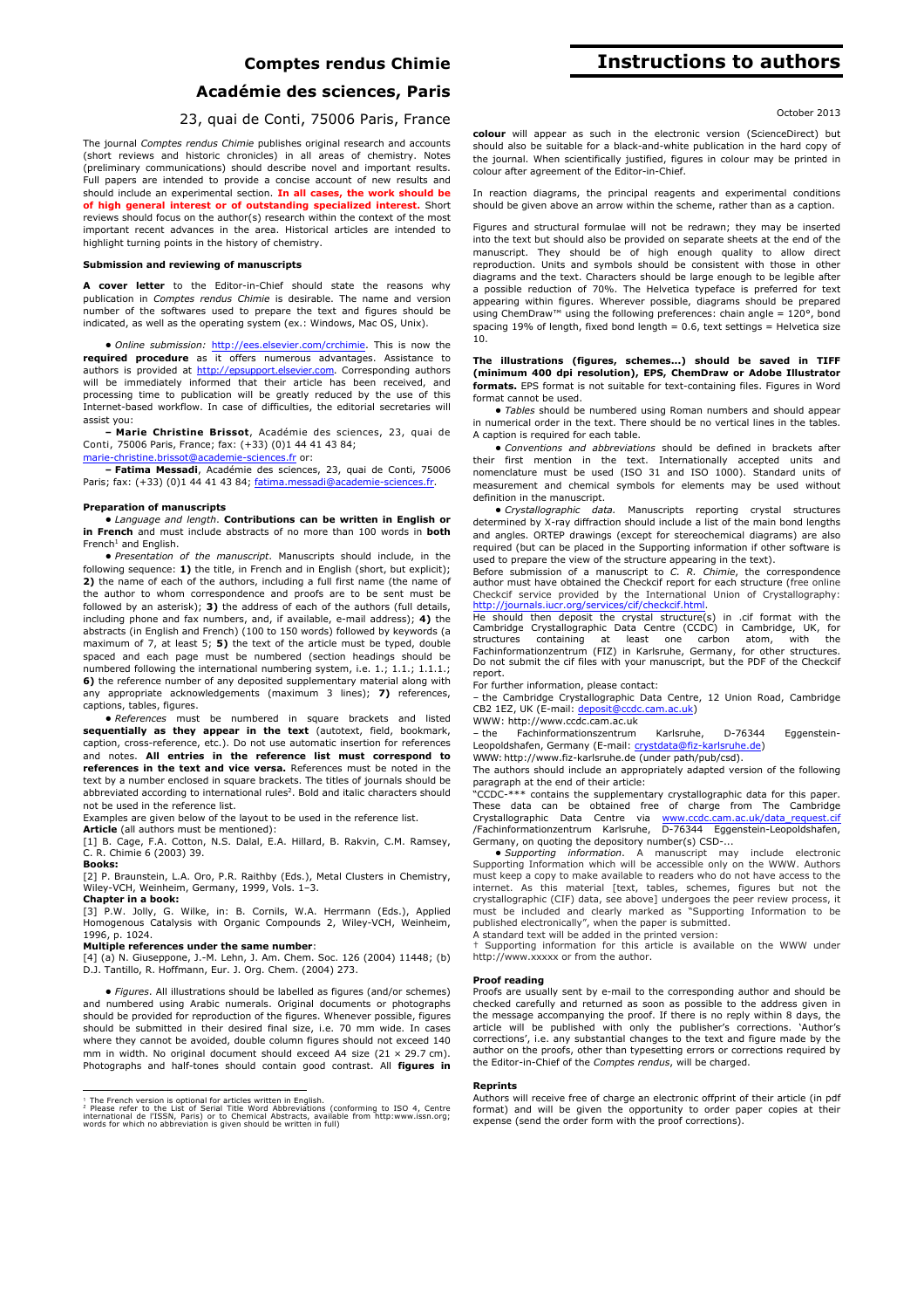# Comptes rendus Chimie

# Académie des sciences, Paris

23, quai de Conti, 75006 Paris, France

# Instructions to authors

October 2013

The journal *Comptes rendus Chimie* publishes original research and accounts (short reviews and historic chronicles) in all areas of chemistry. Notes (preliminary communications) should describe novel and important results. Full papers are intended to provide a concise account of new results and should include an experimental section. **In all cases, the work should be of high general interest or of outstanding specialized interest.** Short reviews should focus on the author(s) research within the context of the most important recent advances in the area. Historical articles are intended to highlight turning points in the history of chemistry.

### Submission and reviewing of manuscripts

**A cover letter** to the Editor-in-Chief should state the reasons why publication in *Comptes rendus Chimie* is desirable. The name and version number of the softwares used to prepare the text and figures should be indicated, as well as the operating system (ex.: Windows, Mac OS, Unix).

● *Online submission:* http://ees.elsevier.com/crchimie. This is now the **required procedure** as it offers numerous advantages. Assistance to authors is provided at http://epsupport.elsevier.com. Corresponding authors will be immediately informed that their article has been received, and processing time to publication will be greatly reduced by the use of this Internet-based workflow. In case of difficulties, the editorial secretaries will assist you:

**– Marie Christine Brissot**, Académie des sciences, 23, quai de Conti, 75006 Paris, France; fax: (+33) (0)1 44 41 43 84; marie-christine.brissot@academie-sciences.fr or:

**– Fatima Messadi**, Académie des sciences, 23, quai de Conti, 75006 Paris; fax: (+33) (0)1 44 41 43 84; fatima.messadi@academie-sciences.fr.

### Preparation of manuscripts

● *Language and length*. **Contributions can be written in English or in French** and must include abstracts of no more than 100 words in **both** French[1] and English.

● *Presentation of the manuscript*. Manuscripts should include, in the following sequence: **1)** the title, in French and in English (short, but explicit); **2)** the name of each of the authors, including a full first name (the name of the author to whom correspondence and proofs are to be sent must be followed by an asterisk); **3)** the address of each of the authors (full details, including phone and fax numbers, and, if available, e-mail address); **4)** the abstracts (in English and French) (100 to 150 words) followed by keywords (a maximum of 7, at least 5; **5)** the text of the article must be typed, double spaced and each page must be numbered (section headings should be numbered following the international numbering system, i.e. 1.; 1.1.; 1.1.1.; **6)** the reference number of any deposited supplementary material along with any appropriate acknowledgements (maximum 3 lines); **7)** references, captions, tables, figures.

● *References* must be numbered in square brackets and listed **sequentially as they appear in the text** (autotext, field, bookmark, caption, cross-reference, etc.). Do not use automatic insertion for references and notes. **All entries in the reference list must correspond to references in the text and vice versa.** References must be noted in the text by a number enclosed in square brackets. The titles of journals should be abbreviated according to international rules[2]. Bold and italic characters should not be used in the reference list.

Examples are given below of the layout to be used in the reference list.

**Article** (all authors must be mentioned):

[1] B. Cage, F.A. Cotton, N.S. Dalal, E.A. Hillard, B. Rakvin, C.M. Ramsey, C. R. Chimie 6 (2003) 39.

**Books:**

[2] P. Braunstein, L.A. Oro, P.R. Raithby (Eds.), Metal Clusters in Chemistry, Wiley-VCH, Weinheim, Germany, 1999, Vols. 1–3.

**Chapter in a book:**

[3] P.W. Jolly, G. Wilke, in: B. Cornils, W.A. Herrmann (Eds.), Applied Homogenous Catalysis with Organic Compounds 2, Wiley-VCH, Weinheim, 1996, p. 1024.

**Multiple references under the same number**:

[4] (a) N. Giuseppone, J.-M. Lehn, J. Am. Chem. Soc. 126 (2004) 11448; (b) D.J. Tantillo, R. Hoffmann, Eur. J. Org. Chem. (2004) 273.

● *Figures*. All illustrations should be labelled as figures (and/or schemes) and numbered using Arabic numerals. Original documents or photographs should be provided for reproduction of the figures. Whenever possible, figures should be submitted in their desired final size, i.e. 70 mm wide. In cases where they cannot be avoided, double column figures should not exceed 140 mm in width. No original document should exceed A4 size (21 × 29.7 cm). Photographs and half-tones should contain good contrast. All **figures in colour** will appear as such in the electronic version (ScienceDirect) but should also be suitable for a black-and-white publication in the hard copy of the journal. When scientifically justified, figures in colour may be printed in colour after agreement of the Editor-in-Chief.

In reaction diagrams, the principal reagents and experimental conditions should be given above an arrow within the scheme, rather than as a caption.

Figures and structural formulae will not be redrawn; they may be inserted into the text but should also be provided on separate sheets at the end of the manuscript. They should be of high enough quality to allow direct reproduction. Units and symbols should be consistent with those in other diagrams and the text. Characters should be large enough to be legible after a possible reduction of 70%. The Helvetica typeface is preferred for text appearing within figures. Wherever possible, diagrams should be prepared using ChemDraw™ using the following preferences: chain angle = 120°, bond spacing 19% of length, fixed bond length = 0.6, text settings = Helvetica size 10.

**The illustrations (figures, schemes...) should be saved in TIFF (minimum 400 dpi resolution), EPS, ChemDraw or Adobe Illustrator formats.** EPS format is not suitable for text-containing files. Figures in Word format cannot be used.

● *Tables* should be numbered using Roman numbers and should appear in numerical order in the text. There should be no vertical lines in the tables. A caption is required for each table.

● *Conventions and abbreviations* should be defined in brackets after their first mention in the text. Internationally accepted units and nomenclature must be used (ISO 31 and ISO 1000). Standard units of measurement and chemical symbols for elements may be used without definition in the manuscript.

● *Crystallographic data.* Manuscripts reporting crystal structures determined by X-ray diffraction should include a list of the main bond lengths and angles. ORTEP drawings (except for stereochemical diagrams) are also required (but can be placed in the Supporting information if other software is used to prepare the view of the structure appearing in the text).

Before submission of a manuscript to *C. R. Chimie*, the correspondence author must have obtained the Checkcif report for each structure (free online Checkcif service provided by the International Union of Crystallography: http://journals.iucr.org/services/cif/checkcif.html.

He should then deposit the crystal structure(s) in .cif format with the Cambridge Crystallographic Data Centre (CCDC) in Cambridge, UK, for structures containing at least one carbon atom, with the Fachinformationzentrum (FIZ) in Karlsruhe, Germany, for other structures. Do not submit the cif files with your manuscript, but the PDF of the Checkcif report.

For further information, please contact:

– the Cambridge Crystallographic Data Centre, 12 Union Road, Cambridge CB2 1EZ, UK (E-mail: deposit@ccdc.cam.ac.uk)

WWW: http://www.ccdc.cam.ac.uk

– the Fachinformationszentrum Karlsruhe, D-76344 Eggenstein-Leopoldshafen, Germany (E-mail: crystdata@fiz-karlsruhe.de)

WWW: http://www.fiz-karlsruhe.de (under path/pub/csd).

The authors should include an appropriately adapted version of the following paragraph at the end of their article:

"CCDC-*** contains the supplementary crystallographic data for this paper. These data can be obtained free of charge from The Cambridge Crystallographic Data Centre via www.ccdc.cam.ac.uk/data_request.cif /Fachinformationzentrum Karlsruhe, D-76344 Eggenstein-Leopoldshafen, Germany, on quoting the depository number(s) CSD-...

● *Supporting information.* A manuscript may include electronic Supporting Information which will be accessible only on the WWW. Authors must keep a copy to make available to readers who do not have access to the internet. As this material [text, tables, schemes, figures but not the crystallographic (CIF) data, see above] undergoes the peer review process, it must be included and clearly marked as "Supporting Information to be published electronically", when the paper is submitted.

A standard text will be added in the printed version:

† Supporting information for this article is available on the WWW under http://www.xxxxx or from the author.

### Proof reading

Proofs are usually sent by e-mail to the corresponding author and should be checked carefully and returned as soon as possible to the address given in the message accompanying the proof. If there is no reply within 8 days, the article will be published with only the publisher's corrections. 'Author's corrections', i.e. any substantial changes to the text and figure made by the author on the proofs, other than typesetting errors or corrections required by the Editor-in-Chief of the *Comptes rendus*, will be charged.

### Reprints

Authors will receive free of charge an electronic offprint of their article (in pdf format) and will be given the opportunity to order paper copies at their expense (send the order form with the proof corrections).

---

[1] The French version is optional for articles written in English.

[2] Please refer to the List of Serial Title Word Abbreviations (conforming to ISO 4, Centre international de l'ISSN, Paris) or to Chemical Abstracts, available from http:www.issn.org; words for which no abbreviation is given should be written in full)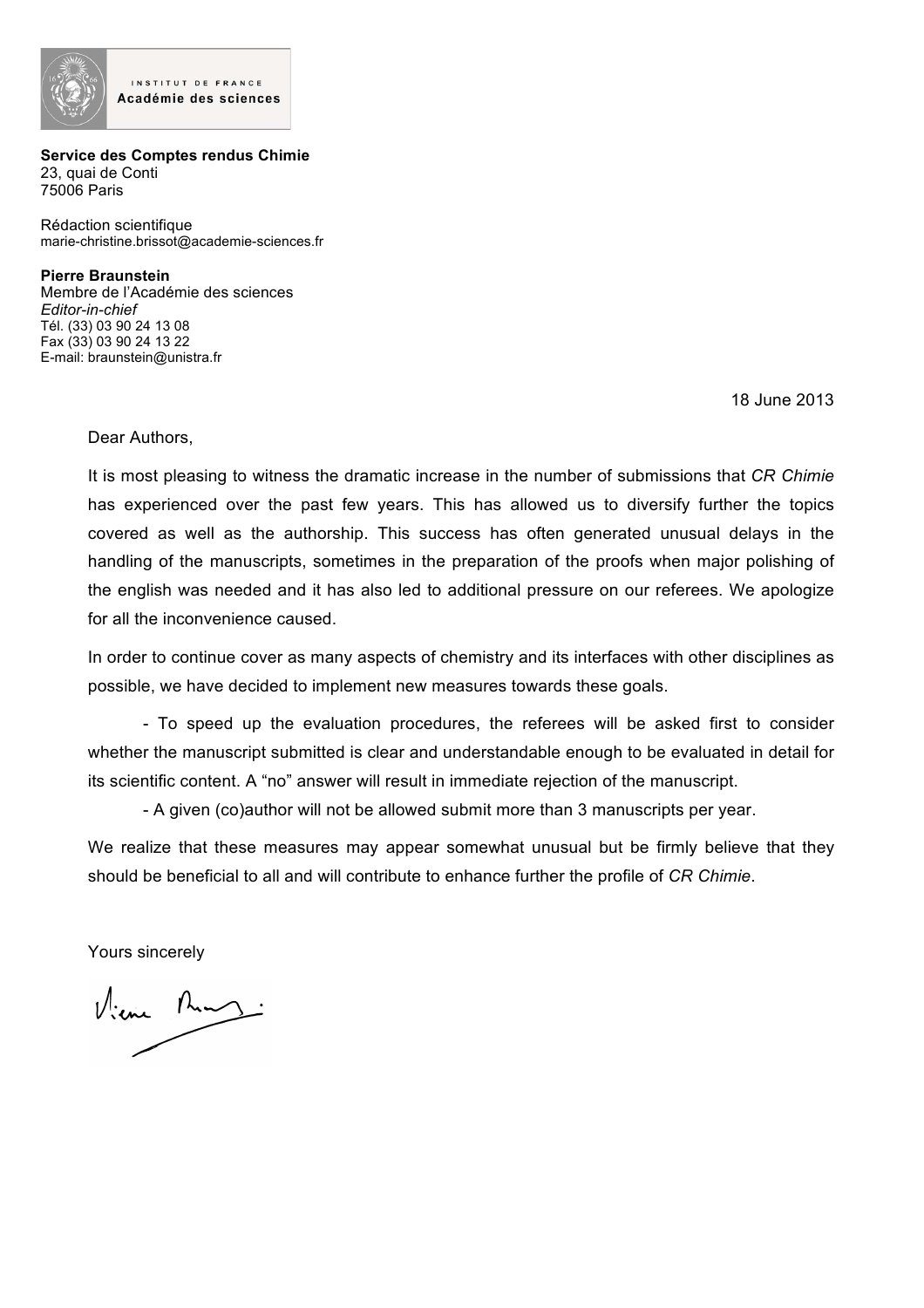INSTITUT DE FRANCE
**Académie des sciences**

**Service des Comptes rendus Chimie**
23, quai de Conti
75006 Paris

Rédaction scientifique
marie-christine.brissot@academie-sciences.fr

**Pierre Braunstein**
Membre de l'Académie des sciences
*Editor-in-chief*
Tél. (33) 03 90 24 13 08
Fax (33) 03 90 24 13 22
E-mail: braunstein@unistra.fr

18 June 2013

Dear Authors,

It is most pleasing to witness the dramatic increase in the number of submissions that *CR Chimie* has experienced over the past few years. This has allowed us to diversify further the topics covered as well as the authorship. This success has often generated unusual delays in the handling of the manuscripts, sometimes in the preparation of the proofs when major polishing of the english was needed and it has also led to additional pressure on our referees. We apologize for all the inconvenience caused.

In order to continue cover as many aspects of chemistry and its interfaces with other disciplines as possible, we have decided to implement new measures towards these goals.

- To speed up the evaluation procedures, the referees will be asked first to consider whether the manuscript submitted is clear and understandable enough to be evaluated in detail for its scientific content. A "no" answer will result in immediate rejection of the manuscript.
- A given (co)author will not be allowed submit more than 3 manuscripts per year.

We realize that these measures may appear somewhat unusual but be firmly believe that they should be beneficial to all and will contribute to enhance further the profile of *CR Chimie*.

Yours sincerely